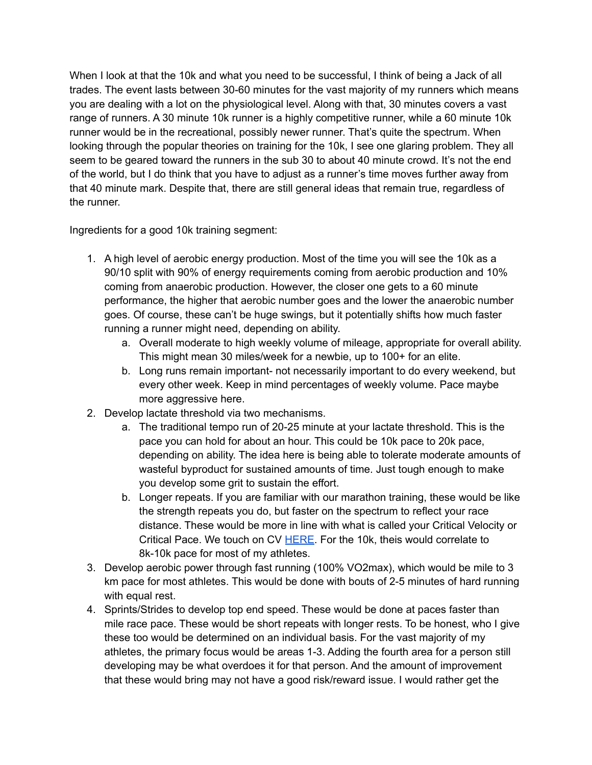When I look at that the 10k and what you need to be successful, I think of being a Jack of all trades. The event lasts between 30-60 minutes for the vast majority of my runners which means you are dealing with a lot on the physiological level. Along with that, 30 minutes covers a vast range of runners. A 30 minute 10k runner is a highly competitive runner, while a 60 minute 10k runner would be in the recreational, possibly newer runner. That's quite the spectrum. When looking through the popular theories on training for the 10k, I see one glaring problem. They all seem to be geared toward the runners in the sub 30 to about 40 minute crowd. It's not the end of the world, but I do think that you have to adjust as a runner's time moves further away from that 40 minute mark. Despite that, there are still general ideas that remain true, regardless of the runner.

Ingredients for a good 10k training segment:

1. A high level of aerobic energy production. Most of the time you will see the 10k as a 90/10 split with 90% of energy requirements coming from aerobic production and 10% coming from anaerobic production. However, the closer one gets to a 60 minute performance, the higher that aerobic number goes and the lower the anaerobic number goes. Of course, these can't be huge swings, but it potentially shifts how much faster running a runner might need, depending on ability.
    a. Overall moderate to high weekly volume of mileage, appropriate for overall ability. This might mean 30 miles/week for a newbie, up to 100+ for an elite.
    b. Long runs remain important- not necessarily important to do every weekend, but every other week. Keep in mind percentages of weekly volume. Pace maybe more aggressive here.
2. Develop lactate threshold via two mechanisms.
    a. The traditional tempo run of 20-25 minute at your lactate threshold. This is the pace you can hold for about an hour. This could be 10k pace to 20k pace, depending on ability. The idea here is being able to tolerate moderate amounts of wasteful byproduct for sustained amounts of time. Just tough enough to make you develop some grit to sustain the effort.
    b. Longer repeats. If you are familiar with our marathon training, these would be like the strength repeats you do, but faster on the spectrum to reflect your race distance. These would be more in line with what is called your Critical Velocity or Critical Pace. We touch on CV HERE. For the 10k, theis would correlate to 8k-10k pace for most of my athletes.
3. Develop aerobic power through fast running (100% VO2max), which would be mile to 3 km pace for most athletes. This would be done with bouts of 2-5 minutes of hard running with equal rest.
4. Sprints/Strides to develop top end speed. These would be done at paces faster than mile race pace. These would be short repeats with longer rests. To be honest, who I give these too would be determined on an individual basis. For the vast majority of my athletes, the primary focus would be areas 1-3. Adding the fourth area for a person still developing may be what overdoes it for that person. And the amount of improvement that these would bring may not have a good risk/reward issue. I would rather get the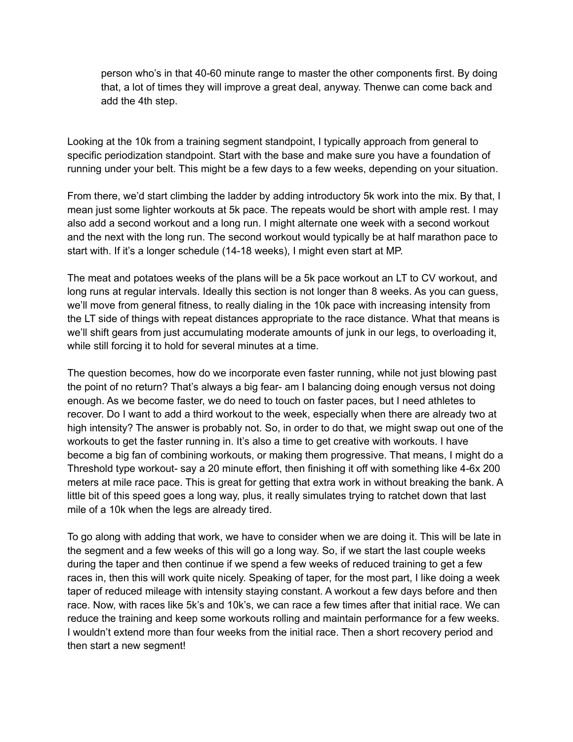> person who's in that 40-60 minute range to master the other components first. By doing that, a lot of times they will improve a great deal, anyway. Thenwe can come back and add the 4th step.

Looking at the 10k from a training segment standpoint, I typically approach from general to specific periodization standpoint. Start with the base and make sure you have a foundation of running under your belt. This might be a few days to a few weeks, depending on your situation.

From there, we'd start climbing the ladder by adding introductory 5k work into the mix. By that, I mean just some lighter workouts at 5k pace. The repeats would be short with ample rest. I may also add a second workout and a long run. I might alternate one week with a second workout and the next with the long run. The second workout would typically be at half marathon pace to start with. If it's a longer schedule (14-18 weeks), I might even start at MP.

The meat and potatoes weeks of the plans will be a 5k pace workout an LT to CV workout, and long runs at regular intervals. Ideally this section is not longer than 8 weeks. As you can guess, we'll move from general fitness, to really dialing in the 10k pace with increasing intensity from the LT side of things with repeat distances appropriate to the race distance. What that means is we'll shift gears from just accumulating moderate amounts of junk in our legs, to overloading it, while still forcing it to hold for several minutes at a time.

The question becomes, how do we incorporate even faster running, while not just blowing past the point of no return? That's always a big fear- am I balancing doing enough versus not doing enough. As we become faster, we do need to touch on faster paces, but I need athletes to recover. Do I want to add a third workout to the week, especially when there are already two at high intensity? The answer is probably not. So, in order to do that, we might swap out one of the workouts to get the faster running in. It's also a time to get creative with workouts. I have become a big fan of combining workouts, or making them progressive. That means, I might do a Threshold type workout- say a 20 minute effort, then finishing it off with something like 4-6x 200 meters at mile race pace. This is great for getting that extra work in without breaking the bank. A little bit of this speed goes a long way, plus, it really simulates trying to ratchet down that last mile of a 10k when the legs are already tired.

To go along with adding that work, we have to consider when we are doing it. This will be late in the segment and a few weeks of this will go a long way. So, if we start the last couple weeks during the taper and then continue if we spend a few weeks of reduced training to get a few races in, then this will work quite nicely. Speaking of taper, for the most part, I like doing a week taper of reduced mileage with intensity staying constant. A workout a few days before and then race. Now, with races like 5k's and 10k's, we can race a few times after that initial race. We can reduce the training and keep some workouts rolling and maintain performance for a few weeks. I wouldn't extend more than four weeks from the initial race. Then a short recovery period and then start a new segment!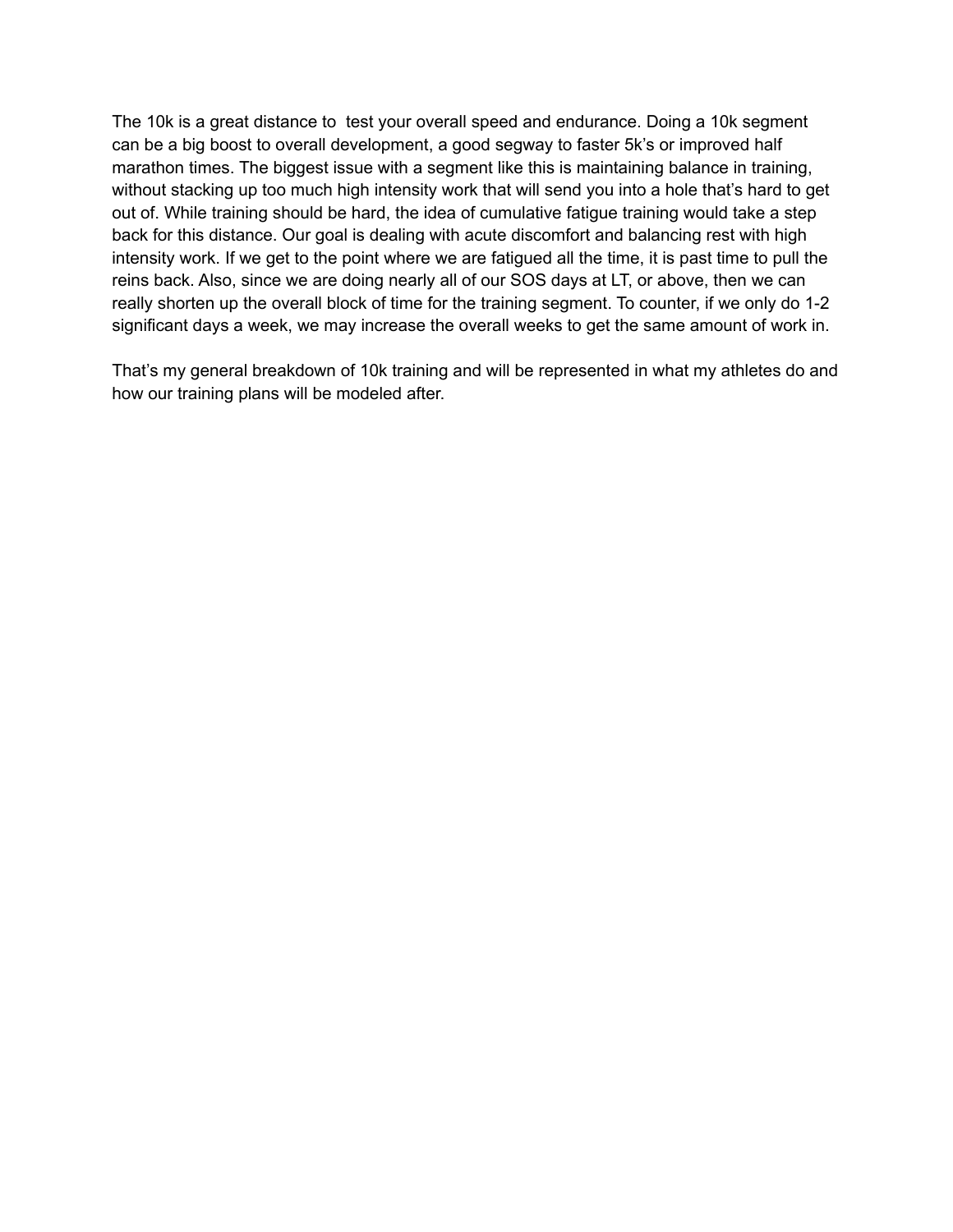The 10k is a great distance to test your overall speed and endurance. Doing a 10k segment can be a big boost to overall development, a good segway to faster 5k's or improved half marathon times. The biggest issue with a segment like this is maintaining balance in training, without stacking up too much high intensity work that will send you into a hole that's hard to get out of. While training should be hard, the idea of cumulative fatigue training would take a step back for this distance. Our goal is dealing with acute discomfort and balancing rest with high intensity work. If we get to the point where we are fatigued all the time, it is past time to pull the reins back. Also, since we are doing nearly all of our SOS days at LT, or above, then we can really shorten up the overall block of time for the training segment. To counter, if we only do 1-2 significant days a week, we may increase the overall weeks to get the same amount of work in.

That's my general breakdown of 10k training and will be represented in what my athletes do and how our training plans will be modeled after.